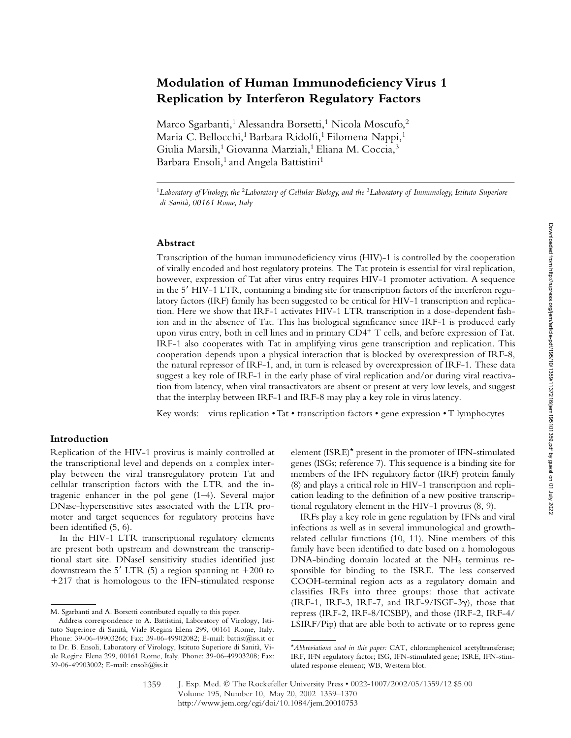# Modulation of Human Immunodeficiency Virus 1 Replication by Interferon Regulatory Factors

Marco Sgarbanti,[1] Alessandra Borsetti,[1] Nicola Moscufo,[2] Maria C. Bellocchi,[1] Barbara Ridolfi,[1] Filomena Nappi,[1] Giulia Marsili,[1] Giovanna Marziali,[1] Eliana M. Coccia,[3] Barbara Ensoli,[1] and Angela Battistini[1]

[1]*Laboratory of Virology, the* [2]*Laboratory of Cellular Biology, and the* [3]*Laboratory of Immunology, Istituto Superiore di Sanità, 00161 Rome, Italy*

## Abstract

Transcription of the human immunodeficiency virus (HIV)-1 is controlled by the cooperation of virally encoded and host regulatory proteins. The Tat protein is essential for viral replication, however, expression of Tat after virus entry requires HIV-1 promoter activation. A sequence in the 5′ HIV-1 LTR, containing a binding site for transcription factors of the interferon regulatory factors (IRF) family has been suggested to be critical for HIV-1 transcription and replication. Here we show that IRF-1 activates HIV-1 LTR transcription in a dose-dependent fashion and in the absence of Tat. This has biological significance since IRF-1 is produced early upon virus entry, both in cell lines and in primary $CD4^+$ T cells, and before expression of Tat. IRF-1 also cooperates with Tat in amplifying virus gene transcription and replication. This cooperation depends upon a physical interaction that is blocked by overexpression of IRF-8, the natural repressor of IRF-1, and, in turn is released by overexpression of IRF-1. These data suggest a key role of IRF-1 in the early phase of viral replication and/or during viral reactivation from latency, when viral transactivators are absent or present at very low levels, and suggest that the interplay between IRF-1 and IRF-8 may play a key role in virus latency.

Key words: virus replication • Tat • transcription factors • gene expression • T lymphocytes

## Introduction

Replication of the HIV-1 provirus is mainly controlled at the transcriptional level and depends on a complex interplay between the viral transregulatory protein Tat and cellular transcription factors with the LTR and the intragenic enhancer in the pol gene (1–4). Several major DNase-hypersensitive sites associated with the LTR promoter and target sequences for regulatory proteins have been identified (5, 6).

In the HIV-1 LTR transcriptional regulatory elements are present both upstream and downstream the transcriptional start site. DNaseI sensitivity studies identified just downstream the 5′ LTR (5) a region spanning nt +200 to +217 that is homologous to the IFN-stimulated response element (ISRE)* present in the promoter of IFN-stimulated genes (ISGs; reference 7). This sequence is a binding site for members of the IFN regulatory factor (IRF) protein family (8) and plays a critical role in HIV-1 transcription and replication leading to the definition of a new positive transcriptional regulatory element in the HIV-1 provirus (8, 9).

IRFs play a key role in gene regulation by IFNs and viral infections as well as in several immunological and growth-related cellular functions (10, 11). Nine members of this family have been identified to date based on a homologous DNA-binding domain located at the $NH_2$ terminus responsible for binding to the ISRE. The less conserved COOH-terminal region acts as a regulatory domain and classifies IRFs into three groups: those that activate (IRF-1, IRF-3, IRF-7, and IRF-9/ISGF-3γ), those that repress (IRF-2, IRF-8/ICSBP), and those (IRF-2, IRF-4/LSIRF/Pip) that are able both to activate or to repress gene

M. Sgarbanti and A. Borsetti contributed equally to this paper.

Address correspondence to A. Battistini, Laboratory of Virology, Istituto Superiore di Sanità, Viale Regina Elena 299, 00161 Rome, Italy. Phone: 39-06-49903266; Fax: 39-06-49902082; E-mail: battist@iss.it or to Dr. B. Ensoli, Laboratory of Virology, Istituto Superiore di Sanità, Viale Regina Elena 299, 00161 Rome, Italy. Phone: 39-06-49903208; Fax: 39-06-49903002; E-mail: ensoli@iss.it

*\*Abbreviations used in this paper:* CAT, chloramphenicol acetyltransferase; IRF, IFN regulatory factor; ISG, IFN-stimulated gene; ISRE, IFN-stimulated response element; WB, Western blot.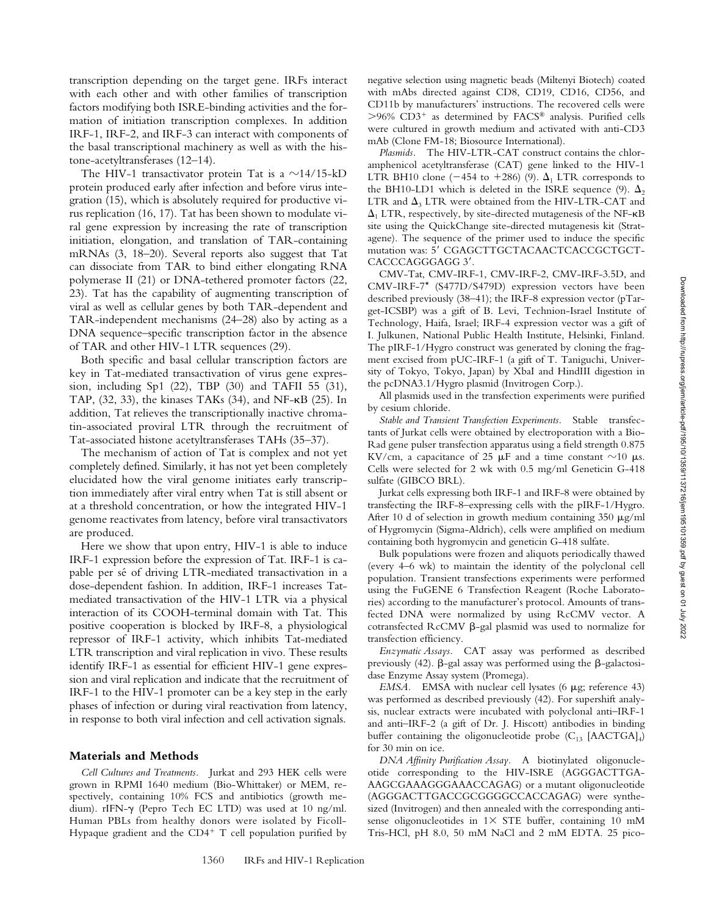transcription depending on the target gene. IRFs interact with each other and with other families of transcription factors modifying both ISRE-binding activities and the formation of initiation transcription complexes. In addition IRF-1, IRF-2, and IRF-3 can interact with components of the basal transcriptional machinery as well as with the histone-acetyltransferases (12–14).

The HIV-1 transactivator protein Tat is a ~14/15-kD protein produced early after infection and before virus integration (15), which is absolutely required for productive virus replication (16, 17). Tat has been shown to modulate viral gene expression by increasing the rate of transcription initiation, elongation, and translation of TAR-containing mRNAs (3, 18–20). Several reports also suggest that Tat can dissociate from TAR to bind either elongating RNA polymerase II (21) or DNA-tethered promoter factors (22, 23). Tat has the capability of augmenting transcription of viral as well as cellular genes by both TAR-dependent and TAR-independent mechanisms (24–28) also by acting as a DNA sequence–specific transcription factor in the absence of TAR and other HIV-1 LTR sequences (29).

Both specific and basal cellular transcription factors are key in Tat-mediated transactivation of virus gene expression, including Sp1 (22), TBP (30) and TAFII 55 (31), TAP, (32, 33), the kinases TAKs (34), and NF-κB (25). In addition, Tat relieves the transcriptionally inactive chromatin-associated proviral LTR through the recruitment of Tat-associated histone acetyltransferases TAHs (35–37).

The mechanism of action of Tat is complex and not yet completely defined. Similarly, it has not yet been completely elucidated how the viral genome initiates early transcription immediately after viral entry when Tat is still absent or at a threshold concentration, or how the integrated HIV-1 genome reactivates from latency, before viral transactivators are produced.

Here we show that upon entry, HIV-1 is able to induce IRF-1 expression before the expression of Tat. IRF-1 is capable per sé of driving LTR-mediated transactivation in a dose-dependent fashion. In addition, IRF-1 increases Tat-mediated transactivation of the HIV-1 LTR via a physical interaction of its COOH-terminal domain with Tat. This positive cooperation is blocked by IRF-8, a physiological repressor of IRF-1 activity, which inhibits Tat-mediated LTR transcription and viral replication in vivo. These results identify IRF-1 as essential for efficient HIV-1 gene expression and viral replication and indicate that the recruitment of IRF-1 to the HIV-1 promoter can be a key step in the early phases of infection or during viral reactivation from latency, in response to both viral infection and cell activation signals.

## Materials and Methods

*Cell Cultures and Treatments.* Jurkat and 293 HEK cells were grown in RPMI 1640 medium (Bio-Whittaker) or MEM, respectively, containing 10% FCS and antibiotics (growth medium). rIFN-γ (Pepro Tech EC LTD) was used at 10 ng/ml. Human PBLs from healthy donors were isolated by Ficoll-Hypaque gradient and the $CD4^+$ T cell population purified by negative selection using magnetic beads (Miltenyi Biotech) coated with mAbs directed against CD8, CD19, CD16, CD56, and CD11b by manufacturers' instructions. The recovered cells were >96% $CD3^+$ as determined by FACS® analysis. Purified cells were cultured in growth medium and activated with anti-CD3 mAb (Clone FM-18; Biosource International).

*Plasmids.* The HIV-LTR-CAT construct contains the chloramphenicol acetyltransferase (CAT) gene linked to the HIV-1 LTR BH10 clone (−454 to +286) (9). $\Delta_1$ LTR corresponds to the BH10-LD1 which is deleted in the ISRE sequence (9). $\Delta_2$ LTR and $\Delta_3$ LTR were obtained from the HIV-LTR-CAT and $\Delta_1$ LTR, respectively, by site-directed mutagenesis of the NF-κB site using the QuickChange site-directed mutagenesis kit (Stratagene). The sequence of the primer used to induce the specific mutation was: 5′ CGAGCTTGCTACAACTCACCGCTGCTCACCCAGGGAGG 3′.

CMV-Tat, CMV-IRF-1, CMV-IRF-2, CMV-IRF-3.5D, and CMV-IRF-7* (S477D/S479D) expression vectors have been described previously (38–41); the IRF-8 expression vector (pTarget-ICSBP) was a gift of B. Levi, Technion-Israel Institute of Technology, Haifa, Israel; IRF-4 expression vector was a gift of I. Julkunen, National Public Health Institute, Helsinki, Finland. The pIRF-1/Hygro construct was generated by cloning the fragment excised from pUC-IRF-1 (a gift of T. Taniguchi, University of Tokyo, Tokyo, Japan) by XbaI and HindIII digestion in the pcDNA3.1/Hygro plasmid (Invitrogen Corp.).

All plasmids used in the transfection experiments were purified by cesium chloride.

*Stable and Transient Transfection Experiments.* Stable transfectants of Jurkat cells were obtained by electroporation with a Bio-Rad gene pulser transfection apparatus using a field strength 0.875 KV/cm, a capacitance of 25 μF and a time constant ~10 μs. Cells were selected for 2 wk with 0.5 mg/ml Geneticin G-418 sulfate (GIBCO BRL).

Jurkat cells expressing both IRF-1 and IRF-8 were obtained by transfecting the IRF-8–expressing cells with the pIRF-1/Hygro. After 10 d of selection in growth medium containing 350 μg/ml of Hygromycin (Sigma-Aldrich), cells were amplified on medium containing both hygromycin and geneticin G-418 sulfate.

Bulk populations were frozen and aliquots periodically thawed (every 4–6 wk) to maintain the identity of the polyclonal cell population. Transient transfections experiments were performed using the FuGENE 6 Transfection Reagent (Roche Laboratories) according to the manufacturer's protocol. Amounts of transfected DNA were normalized by using RcCMV vector. A cotransfected RcCMV β-gal plasmid was used to normalize for transfection efficiency.

*Enzymatic Assays.* CAT assay was performed as described previously (42). β-gal assay was performed using the β-galactosidase Enzyme Assay system (Promega).

*EMSA.* EMSA with nuclear cell lysates (6 μg; reference 43) was performed as described previously (42). For supershift analysis, nuclear extracts were incubated with polyclonal anti–IRF-1 and anti–IRF-2 (a gift of Dr. J. Hiscott) antibodies in binding buffer containing the oligonucleotide probe ($C_{13}$ $[AACTGA]_4$) for 30 min on ice.

*DNA Affinity Purification Assay.* A biotinylated oligonucleotide corresponding to the HIV-ISRE (AGGGACTTGAAAGCGAAAGGGAAACCAGAG) or a mutant oligonucleotide (AGGGACTTGACCGCGGGGCCACCAGAG) were synthesized (Invitrogen) and then annealed with the corresponding antisense oligonucleotides in 1× STE buffer, containing 10 mM Tris-HCl, pH 8.0, 50 mM NaCl and 2 mM EDTA. 25 pico-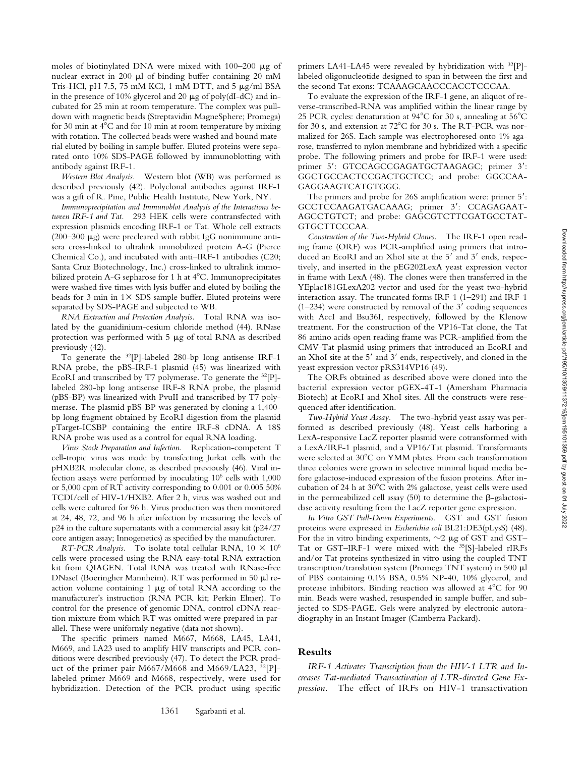moles of biotinylated DNA were mixed with 100–200 μg of nuclear extract in 200 μl of binding buffer containing 20 mM Tris-HCl, pH 7.5, 75 mM KCl, 1 mM DTT, and 5 μg/ml BSA in the presence of 10% glycerol and 20 μg of poly(dI-dC) and incubated for 25 min at room temperature. The complex was pulldown with magnetic beads (Streptavidin MagneSphere; Promega) for 30 min at 4°C and for 10 min at room temperature by mixing with rotation. The collected beads were washed and bound material eluted by boiling in sample buffer. Eluted proteins were separated onto 10% SDS-PAGE followed by immunoblotting with antibody against IRF-1.

*Western Blot Analysis.* Western blot (WB) was performed as described previously (42). Polyclonal antibodies against IRF-1 was a gift of R. Pine, Public Health Institute, New York, NY.

*Immunoprecipitation and Immunoblot Analysis of the Interactions between IRF-1 and Tat.* 293 HEK cells were contransfected with expression plasmids encoding IRF-1 or Tat. Whole cell extracts (200–300 μg) were precleared with rabbit IgG nonimmune antisera cross-linked to ultralink immobilized protein A-G (Pierce Chemical Co.), and incubated with anti–IRF-1 antibodies (C20; Santa Cruz Biotechnology, Inc.) cross-linked to ultralink immobilized protein A-G sepharose for 1 h at 4°C. Immunoprecipitates were washed five times with lysis buffer and eluted by boiling the beads for 3 min in 1× SDS sample buffer. Eluted proteins were separated by SDS-PAGE and subjected to WB.

*RNA Extraction and Protection Analysis.* Total RNA was isolated by the guanidinium-cesium chloride method (44). RNase protection was performed with 5 μg of total RNA as described previously (42).

To generate the [32][P]-labeled 280-bp long antisense IRF-1 RNA probe, the pBS-IRF-1 plasmid (45) was linearized with EcoRI and transcribed by T7 polymerase. To generate the [32][P]-labeled 280-bp long antisense IRF-8 RNA probe, the plasmid (pBS-BP) was linearized with PvuII and transcribed by T7 polymerase. The plasmid pBS-BP was generated by cloning a 1,400-bp long fragment obtained by EcoRI digestion from the plasmid pTarget-ICSBP containing the entire IRF-8 cDNA. A 18S RNA probe was used as a control for equal RNA loading.

*Virus Stock Preparation and Infection.* Replication-competent T cell-tropic virus was made by transfecting Jurkat cells with the pHXB2R molecular clone, as described previously (46). Viral infection assays were performed by inoculating $10^6$ cells with 1,000 or 5,000 cpm of RT activity corresponding to 0.001 or 0.005 50% TCDI/cell of HIV-1/HXB2. After 2 h, virus was washed out and cells were cultured for 96 h. Virus production was then monitored at 24, 48, 72, and 96 h after infection by measuring the levels of p24 in the culture supernatants with a commercial assay kit (p24/27 core antigen assay; Innogenetics) as specified by the manufacturer.

*RT-PCR Analysis.* To isolate total cellular RNA, $10 \times 10^6$ cells were processed using the RNA easy-total RNA extraction kit from QIAGEN. Total RNA was treated with RNase-free DNaseI (Boeringher Mannheim). RT was performed in 50 μl reaction volume containing 1 μg of total RNA according to the manufacturer's instruction (RNA PCR kit; Perkin Elmer). To control for the presence of genomic DNA, control cDNA reaction mixture from which RT was omitted were prepared in parallel. These were uniformly negative (data not shown).

The specific primers named M667, M668, LA45, LA41, M669, and LA23 used to amplify HIV transcripts and PCR conditions were described previously (47). To detect the PCR product of the primer pair M667/M668 and M669/LA23, [32][P]-labeled primer M669 and M668, respectively, were used for hybridization. Detection of the PCR product using specific primers LA41-LA45 were revealed by hybridization with [32][P]-labeled oligonucleotide designed to span in between the first and the second Tat exons: TCAAAGCAACCCACCTCCCAA.

To evaluate the expression of the IRF-1 gene, an aliquot of reverse-transcribed-RNA was amplified within the linear range by 25 PCR cycles: denaturation at 94°C for 30 s, annealing at 56°C for 30 s, and extension at 72°C for 30 s. The RT-PCR was normalized for 26S. Each sample was electrophoresed onto 1% agarose, transferred to nylon membrane and hybridized with a specific probe. The following primers and probe for IRF-1 were used: primer 5′: GTCCAGCCGAGATGCTAAGAGC; primer 3′: GGCTGCCACTCCGACTGCTCC; and probe: GGCCAAGAGGAAGTCATGTGGG.

The primers and probe for 26S amplification were: primer 5′: GCCTCCAAGATGACAAAG; primer 3′: CCAGAGAATAGCCTGTCT; and probe: GAGCGTCTTCGATGCCTATGTGCTTCCCAA.

*Construction of the Two-Hybrid Clones.* The IRF-1 open reading frame (ORF) was PCR-amplified using primers that introduced an EcoRI and an XhoI site at the 5′ and 3′ ends, respectively, and inserted in the pEG202LexA yeast expression vector in frame with LexA (48). The clones were then transferred in the YEplac181GLexA202 vector and used for the yeast two-hybrid interaction assay. The truncated forms IRF-1 (1–291) and IRF-1 (1–234) were constructed by removal of the 3′ coding sequences with AccI and Bsu36I, respectively, followed by the Klenow treatment. For the construction of the VP16-Tat clone, the Tat 86 amino acids open reading frame was PCR-amplified from the CMV-Tat plasmid using primers that introduced an EcoRI and an XhoI site at the 5′ and 3′ ends, respectively, and cloned in the yeast expression vector pRS314VP16 (49).

The ORFs obtained as described above were cloned into the bacterial expression vector pGEX-4T-1 (Amersham Pharmacia Biotech) at EcoRI and XhoI sites. All the constructs were resequenced after identification.

*Two-Hybrid Yeast Assay.* The two-hybrid yeast assay was performed as described previously (48). Yeast cells harboring a LexA-responsive LacZ reporter plasmid were cotransformed with a LexA/IRF-1 plasmid, and a VP16/Tat plasmid. Transformants were selected at 30°C on YMM plates. From each transformation three colonies were grown in selective minimal liquid media before galactose-induced expression of the fusion proteins. After incubation of 24 h at 30°C with 2% galactose, yeast cells were used in the permeabilized cell assay (50) to determine the β-galactosidase activity resulting from the LacZ reporter gene expression.

*In Vitro GST Pull-Down Experiments.* GST and GST fusion proteins were expressed in *Escherichia coli* BL21:DE3(pLysS) (48). For the in vitro binding experiments, ~2 μg of GST and GST–Tat or GST–IRF-1 were mixed with the [35][S]-labeled rIRFs and/or Tat proteins synthesized in vitro using the coupled TNT transcription/translation system (Promega TNT system) in 500 μl of PBS containing 0.1% BSA, 0.5% NP-40, 10% glycerol, and protease inhibitors. Binding reaction was allowed at 4°C for 90 min. Beads were washed, resuspended in sample buffer, and subjected to SDS-PAGE. Gels were analyzed by electronic autoradiography in an Instant Imager (Camberra Packard).

## Results

*IRF-1 Activates Transcription from the HIV-1 LTR and Increases Tat-mediated Transactivation of LTR-directed Gene Expression.* The effect of IRFs on HIV-1 transactivation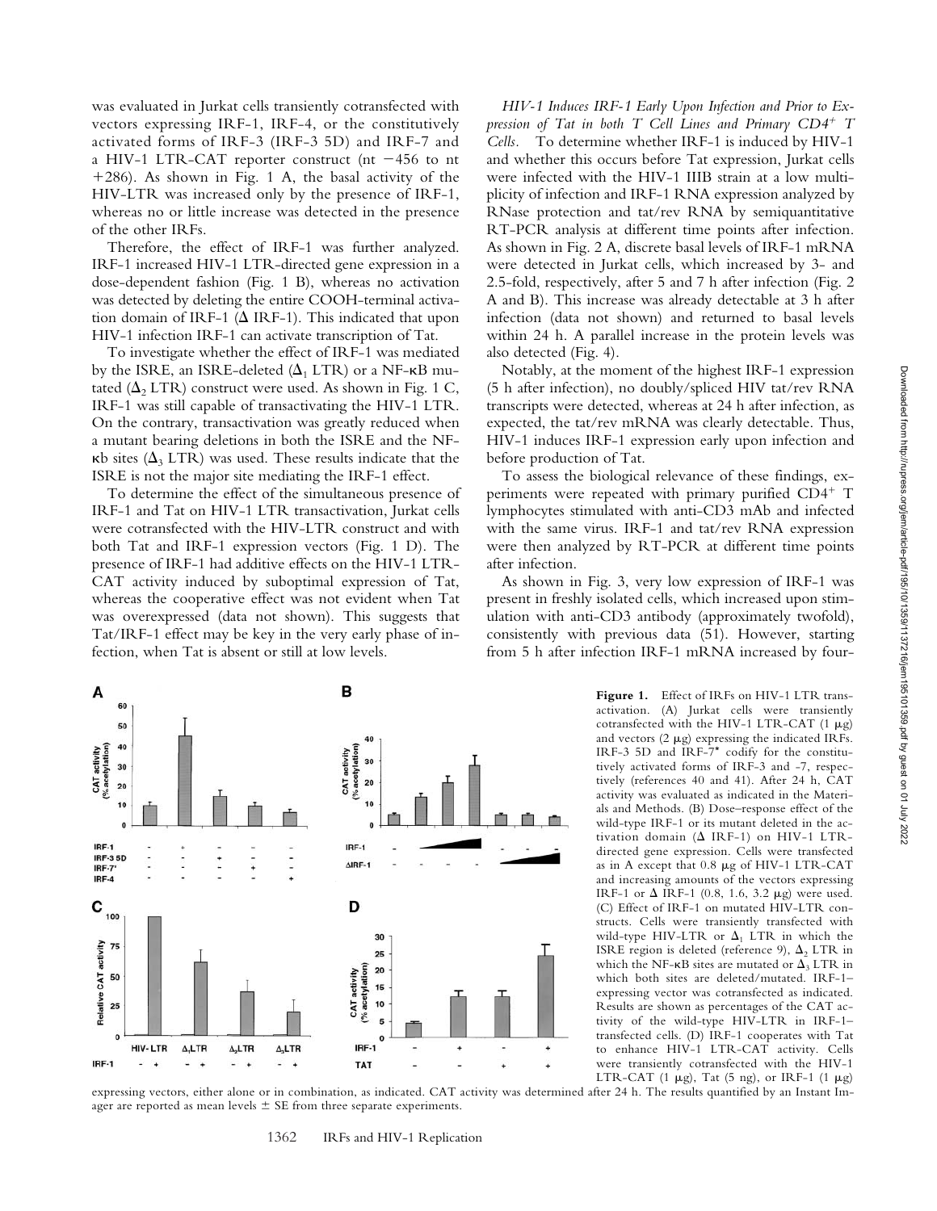was evaluated in Jurkat cells transiently cotransfected with vectors expressing IRF-1, IRF-4, or the constitutively activated forms of IRF-3 (IRF-3 5D) and IRF-7 and a HIV-1 LTR-CAT reporter construct (nt −456 to nt +286). As shown in Fig. 1 A, the basal activity of the HIV-LTR was increased only by the presence of IRF-1, whereas no or little increase was detected in the presence of the other IRFs.

Therefore, the effect of IRF-1 was further analyzed. IRF-1 increased HIV-1 LTR-directed gene expression in a dose-dependent fashion (Fig. 1 B), whereas no activation was detected by deleting the entire COOH-terminal activation domain of IRF-1 (Δ IRF-1). This indicated that upon HIV-1 infection IRF-1 can activate transcription of Tat.

To investigate whether the effect of IRF-1 was mediated by the ISRE, an ISRE-deleted ($\Delta_1$ LTR) or a NF-κB mutated ($\Delta_2$ LTR) construct were used. As shown in Fig. 1 C, IRF-1 was still capable of transactivating the HIV-1 LTR. On the contrary, transactivation was greatly reduced when a mutant bearing deletions in both the ISRE and the NF-κb sites ($\Delta_3$ LTR) was used. These results indicate that the ISRE is not the major site mediating the IRF-1 effect.

To determine the effect of the simultaneous presence of IRF-1 and Tat on HIV-1 LTR transactivation, Jurkat cells were cotransfected with the HIV-LTR construct and with both Tat and IRF-1 expression vectors (Fig. 1 D). The presence of IRF-1 had additive effects on the HIV-1 LTR-CAT activity induced by suboptimal expression of Tat, whereas the cooperative effect was not evident when Tat was overexpressed (data not shown). This suggests that Tat/IRF-1 effect may be key in the very early phase of infection, when Tat is absent or still at low levels.

*HIV-1 Induces IRF-1 Early Upon Infection and Prior to Expression of Tat in both T Cell Lines and Primary CD4*$^+$ *T Cells.* To determine whether IRF-1 is induced by HIV-1 and whether this occurs before Tat expression, Jurkat cells were infected with the HIV-1 IIIB strain at a low multiplicity of infection and IRF-1 RNA expression analyzed by RNase protection and tat/rev RNA by semiquantitative RT-PCR analysis at different time points after infection. As shown in Fig. 2 A, discrete basal levels of IRF-1 mRNA were detected in Jurkat cells, which increased by 3- and 2.5-fold, respectively, after 5 and 7 h after infection (Fig. 2 A and B). This increase was already detectable at 3 h after infection (data not shown) and returned to basal levels within 24 h. A parallel increase in the protein levels was also detected (Fig. 4).

Notably, at the moment of the highest IRF-1 expression (5 h after infection), no doubly/spliced HIV tat/rev RNA transcripts were detected, whereas at 24 h after infection, as expected, the tat/rev mRNA was clearly detectable. Thus, HIV-1 induces IRF-1 expression early upon infection and before production of Tat.

To assess the biological relevance of these findings, experiments were repeated with primary purified CD4$^+$ T lymphocytes stimulated with anti-CD3 mAb and infected with the same virus. IRF-1 and tat/rev RNA expression were then analyzed by RT-PCR at different time points after infection.

As shown in Fig. 3, very low expression of IRF-1 was present in freshly isolated cells, which increased upon stimulation with anti-CD3 antibody (approximately twofold), consistently with previous data (51). However, starting from 5 h after infection IRF-1 mRNA increased by four-

**Figure 1.** Effect of IRFs on HIV-1 LTR transactivation. (A) Jurkat cells were transiently cotransfected with the HIV-1 LTR-CAT (1 μg) and vectors (2 μg) expressing the indicated IRFs. IRF-3 5D and IRF-7* codify for the constitutively activated forms of IRF-3 and -7, respectively (references 40 and 41). After 24 h, CAT activity was evaluated as indicated in the Materials and Methods. (B) Dose–response effect of the wild-type IRF-1 or its mutant deleted in the activation domain (Δ IRF-1) on HIV-1 LTR-directed gene expression. Cells were transfected as in A except that 0.8 μg of HIV-1 LTR-CAT and increasing amounts of the vectors expressing IRF-1 or Δ IRF-1 (0.8, 1.6, 3.2 μg) were used. (C) Effect of IRF-1 on mutated HIV-LTR constructs. Cells were transiently transfected with wild-type HIV-LTR or $\Delta_1$ LTR in which the ISRE region is deleted (reference 9), $\Delta_2$ LTR in which the NF-κB sites are mutated or $\Delta_3$ LTR in which both sites are deleted/mutated. IRF-1–expressing vector was cotransfected as indicated. Results are shown as percentages of the CAT activity of the wild-type HIV-LTR in IRF-1–transfected cells. (D) IRF-1 cooperates with Tat to enhance HIV-1 LTR-CAT activity. Cells were transiently cotransfected with the HIV-1 LTR-CAT (1 μg), Tat (5 ng), or IRF-1 (1 μg) expressing vectors, either alone or in combination, as indicated. CAT activity was determined after 24 h. The results quantified by an Instant Imager are reported as mean levels ± SE from three separate experiments.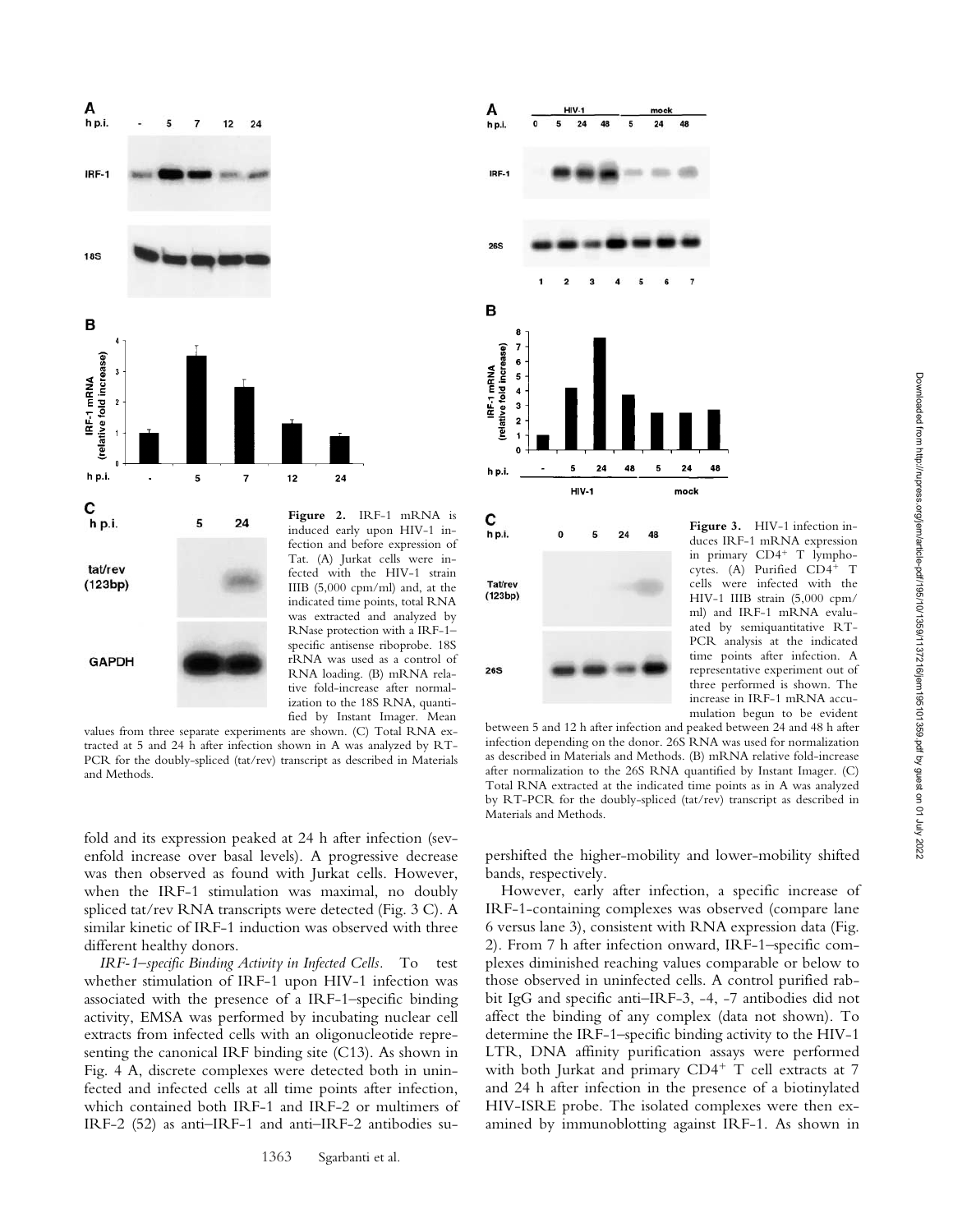**Figure 2.** IRF-1 mRNA is induced early upon HIV-1 infection and before expression of Tat. (A) Jurkat cells were infected with the HIV-1 strain IIIB (5,000 cpm/ml) and, at the indicated time points, total RNA was extracted and analyzed by RNase protection with a IRF-1–specific antisense riboprobe. 18S rRNA was used as a control of RNA loading. (B) mRNA relative fold-increase after normalization to the 18S RNA, quantified by Instant Imager. Mean values from three separate experiments are shown. (C) Total RNA extracted at 5 and 24 h after infection shown in A was analyzed by RT-PCR for the doubly-spliced (tat/rev) transcript as described in Materials and Methods.

**Figure 3.** HIV-1 infection induces IRF-1 mRNA expression in primary $CD4^+$ T lymphocytes. (A) Purified $CD4^+$ T cells were infected with the HIV-1 IIIB strain (5,000 cpm/ml) and IRF-1 mRNA evaluated by semiquantitative RT-PCR analysis at the indicated time points after infection. A representative experiment out of three performed is shown. The increase in IRF-1 mRNA accumulation begun to be evident between 5 and 12 h after infection and peaked between 24 and 48 h after infection depending on the donor. 26S RNA was used for normalization as described in Materials and Methods. (B) mRNA relative fold-increase after normalization to the 26S RNA quantified by Instant Imager. (C) Total RNA extracted at the indicated time points as in A was analyzed by RT-PCR for the doubly-spliced (tat/rev) transcript as described in Materials and Methods.

fold and its expression peaked at 24 h after infection (sevenfold increase over basal levels). A progressive decrease was then observed as found with Jurkat cells. However, when the IRF-1 stimulation was maximal, no doubly spliced tat/rev RNA transcripts were detected (Fig. 3 C). A similar kinetic of IRF-1 induction was observed with three different healthy donors.

*IRF-1–specific Binding Activity in Infected Cells.* To test whether stimulation of IRF-1 upon HIV-1 infection was associated with the presence of a IRF-1–specific binding activity, EMSA was performed by incubating nuclear cell extracts from infected cells with an oligonucleotide representing the canonical IRF binding site (C13). As shown in Fig. 4 A, discrete complexes were detected both in uninfected and infected cells at all time points after infection, which contained both IRF-1 and IRF-2 or multimers of IRF-2 (52) as anti–IRF-1 and anti–IRF-2 antibodies supershifted the higher-mobility and lower-mobility shifted bands, respectively.

However, early after infection, a specific increase of IRF-1-containing complexes was observed (compare lane 6 versus lane 3), consistent with RNA expression data (Fig. 2). From 7 h after infection onward, IRF-1–specific complexes diminished reaching values comparable or below to those observed in uninfected cells. A control purified rabbit IgG and specific anti–IRF-3, -4, -7 antibodies did not affect the binding of any complex (data not shown). To determine the IRF-1–specific binding activity to the HIV-1 LTR, DNA affinity purification assays were performed with both Jurkat and primary $CD4^+$ T cell extracts at 7 and 24 h after infection in the presence of a biotinylated HIV-ISRE probe. The isolated complexes were then examined by immunoblotting against IRF-1. As shown in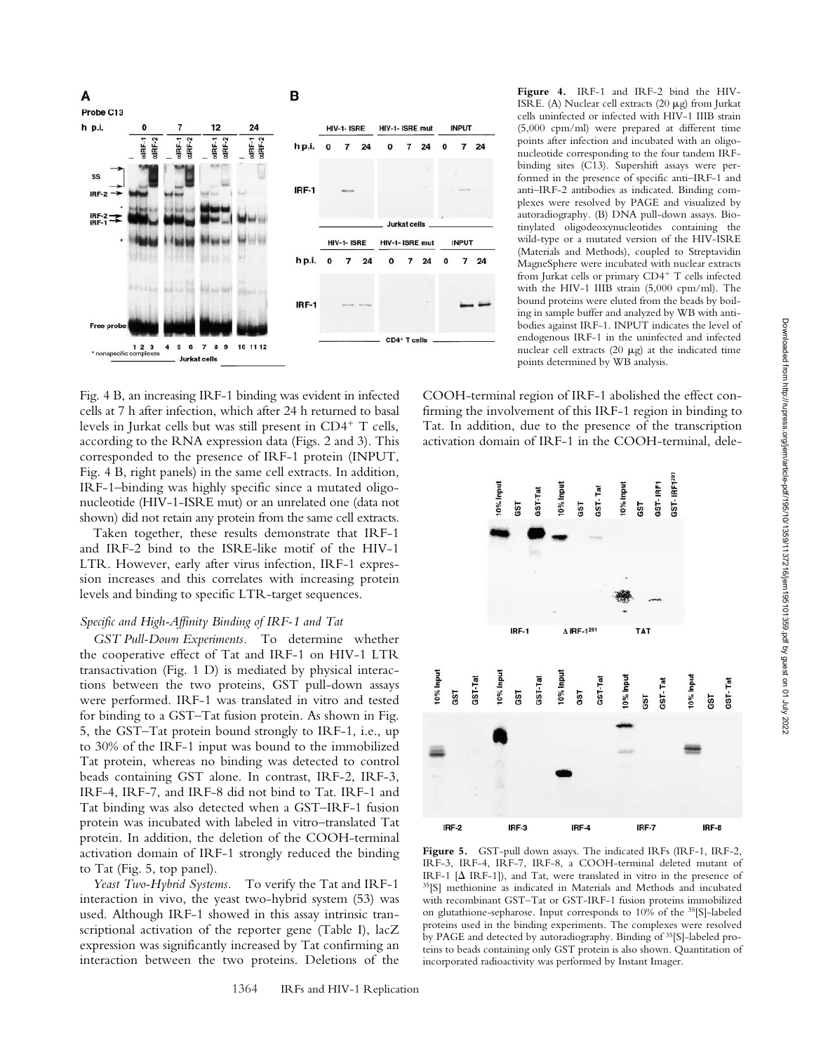**Figure 4.** IRF-1 and IRF-2 bind the HIV-ISRE. (A) Nuclear cell extracts (20 μg) from Jurkat cells uninfected or infected with HIV-1 IIIB strain (5,000 cpm/ml) were prepared at different time points after infection and incubated with an oligonucleotide corresponding to the four tandem IRF-binding sites (C13). Supershift assays were performed in the presence of specific anti–IRF-1 and anti–IRF-2 antibodies as indicated. Binding complexes were resolved by PAGE and visualized by autoradiography. (B) DNA pull-down assays. Biotinylated oligodeoxynucleotides containing the wild-type or a mutated version of the HIV-ISRE (Materials and Methods), coupled to Streptavidin MagneSphere were incubated with nuclear extracts from Jurkat cells or primary CD4[+] T cells infected with the HIV-1 IIIB strain (5,000 cpm/ml). The bound proteins were eluted from the beads by boiling in sample buffer and analyzed by WB with antibodies against IRF-1. INPUT indicates the level of endogenous IRF-1 in the uninfected and infected nuclear cell extracts (20 μg) at the indicated time points determined by WB analysis.

Fig. 4 B, an increasing IRF-1 binding was evident in infected cells at 7 h after infection, which after 24 h returned to basal levels in Jurkat cells but was still present in CD4[+] T cells, according to the RNA expression data (Figs. 2 and 3). This corresponded to the presence of IRF-1 protein (INPUT, Fig. 4 B, right panels) in the same cell extracts. In addition, IRF-1–binding was highly specific since a mutated oligonucleotide (HIV-1-ISRE mut) or an unrelated one (data not shown) did not retain any protein from the same cell extracts.

Taken together, these results demonstrate that IRF-1 and IRF-2 bind to the ISRE-like motif of the HIV-1 LTR. However, early after virus infection, IRF-1 expression increases and this correlates with increasing protein levels and binding to specific LTR-target sequences.

### *Specific and High-Affinity Binding of IRF-1 and Tat*

*GST Pull-Down Experiments.* To determine whether the cooperative effect of Tat and IRF-1 on HIV-1 LTR transactivation (Fig. 1 D) is mediated by physical interactions between the two proteins, GST pull-down assays were performed. IRF-1 was translated in vitro and tested for binding to a GST–Tat fusion protein. As shown in Fig. 5, the GST–Tat protein bound strongly to IRF-1, i.e., up to 30% of the IRF-1 input was bound to the immobilized Tat protein, whereas no binding was detected to control beads containing GST alone. In contrast, IRF-2, IRF-3, IRF-4, IRF-7, and IRF-8 did not bind to Tat. IRF-1 and Tat binding was also detected when a GST–IRF-1 fusion protein was incubated with labeled in vitro–translated Tat protein. In addition, the deletion of the COOH-terminal activation domain of IRF-1 strongly reduced the binding to Tat (Fig. 5, top panel).

*Yeast Two-Hybrid Systems.* To verify the Tat and IRF-1 interaction in vivo, the yeast two-hybrid system (53) was used. Although IRF-1 showed in this assay intrinsic transcriptional activation of the reporter gene (Table I), lacZ expression was significantly increased by Tat confirming an interaction between the two proteins. Deletions of the COOH-terminal region of IRF-1 abolished the effect confirming the involvement of this IRF-1 region in binding to Tat. In addition, due to the presence of the transcription activation domain of IRF-1 in the COOH-terminal, dele-

**Figure 5.** GST-pull down assays. The indicated IRFs (IRF-1, IRF-2, IRF-3, IRF-4, IRF-7, IRF-8, a COOH-terminal deleted mutant of IRF-1 [Δ IRF-1]), and Tat, were translated in vitro in the presence of [35]S] methionine as indicated in Materials and Methods and incubated with recombinant GST–Tat or GST-IRF-1 fusion proteins immobilized on glutathione-sepharose. Input corresponds to 10% of the [35]S]-labeled proteins used in the binding experiments. The complexes were resolved by PAGE and detected by autoradiography. Binding of [35]S]-labeled proteins to beads containing only GST protein is also shown. Quantitation of incorporated radioactivity was performed by Instant Imager.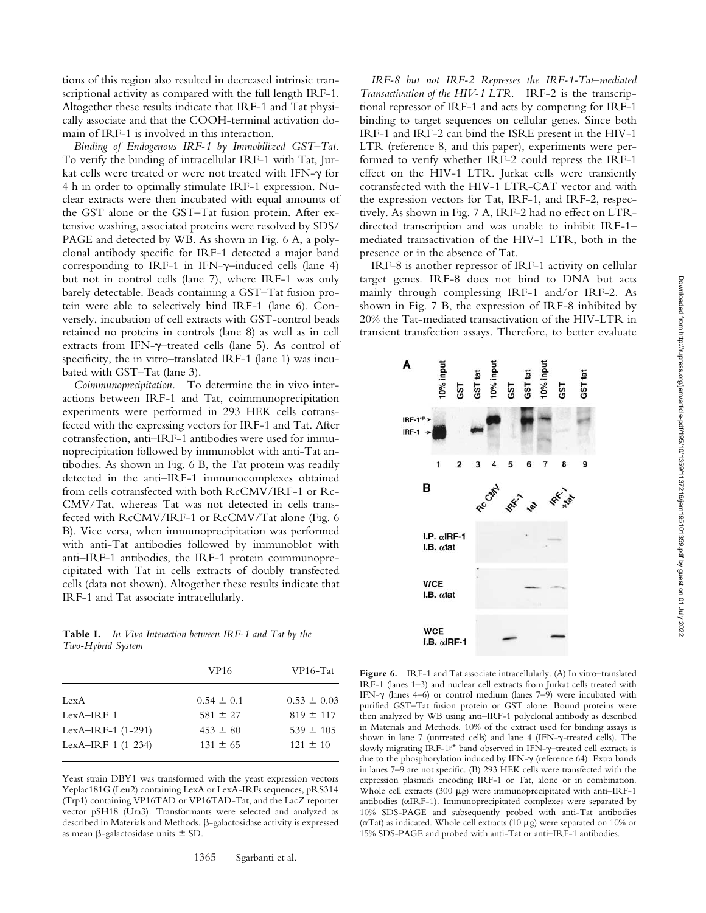tions of this region also resulted in decreased intrinsic transcriptional activity as compared with the full length IRF-1. Altogether these results indicate that IRF-1 and Tat physically associate and that the COOH-terminal activation domain of IRF-1 is involved in this interaction.

*Binding of Endogenous IRF-1 by Immobilized GST–Tat.* To verify the binding of intracellular IRF-1 with Tat, Jurkat cells were treated or were not treated with IFN-γ for 4 h in order to optimally stimulate IRF-1 expression. Nuclear extracts were then incubated with equal amounts of the GST alone or the GST–Tat fusion protein. After extensive washing, associated proteins were resolved by SDS/PAGE and detected by WB. As shown in Fig. 6 A, a polyclonal antibody specific for IRF-1 detected a major band corresponding to IRF-1 in IFN-γ–induced cells (lane 4) but not in control cells (lane 7), where IRF-1 was only barely detectable. Beads containing a GST–Tat fusion protein were able to selectively bind IRF-1 (lane 6). Conversely, incubation of cell extracts with GST-control beads retained no proteins in controls (lane 8) as well as in cell extracts from IFN-γ–treated cells (lane 5). As control of specificity, the in vitro–translated IRF-1 (lane 1) was incubated with GST–Tat (lane 3).

*Coimmunoprecipitation.* To determine the in vivo interactions between IRF-1 and Tat, coimmunoprecipitation experiments were performed in 293 HEK cells cotransfected with the expressing vectors for IRF-1 and Tat. After cotransfection, anti–IRF-1 antibodies were used for immunoprecipitation followed by immunoblot with anti-Tat antibodies. As shown in Fig. 6 B, the Tat protein was readily detected in the anti–IRF-1 immunocomplexes obtained from cells cotransfected with both RcCMV/IRF-1 or RcCMV/Tat, whereas Tat was not detected in cells transfected with RcCMV/IRF-1 or RcCMV/Tat alone (Fig. 6 B). Vice versa, when immunoprecipitation was performed with anti-Tat antibodies followed by immunoblot with anti–IRF-1 antibodies, the IRF-1 protein coimmunoprecipitated with Tat in cells extracts of doubly transfected cells (data not shown). Altogether these results indicate that IRF-1 and Tat associate intracellularly.

**Table I.** *In Vivo Interaction between IRF-1 and Tat by the Two-Hybrid System*

| | VP16 | VP16–Tat |
|---|---|---|
| LexA | 0.54 ± 0.1 | 0.53 ± 0.03 |
| LexA–IRF-1 | 581 ± 27 | 819 ± 117 |
| LexA–IRF-1 (1-291) | 453 ± 80 | 539 ± 105 |
| LexA–IRF-1 (1-234) | 131 ± 65 | 121 ± 10 |

Yeast strain DBY1 was transformed with the yeast expression vectors Yeplac181G (Leu2) containing LexA or LexA-IRFs sequences, pRS314 (Trp1) containing VP16TAD or VP16TAD-Tat, and the LacZ reporter vector pSH18 (Ura3). Transformants were selected and analyzed as described in Materials and Methods. β-galactosidase activity is expressed as mean β-galactosidase units ± SD.

*IRF-8 but not IRF-2 Represses the IRF-1-Tat–mediated Transactivation of the HIV-1 LTR.* IRF-2 is the transcriptional repressor of IRF-1 and acts by competing for IRF-1 binding to target sequences on cellular genes. Since both IRF-1 and IRF-2 can bind the ISRE present in the HIV-1 LTR (reference 8, and this paper), experiments were performed to verify whether IRF-2 could repress the IRF-1 effect on the HIV-1 LTR. Jurkat cells were transiently cotransfected with the HIV-1 LTR-CAT vector and with the expression vectors for Tat, IRF-1, and IRF-2, respectively. As shown in Fig. 7 A, IRF-2 had no effect on LTR-directed transcription and was unable to inhibit IRF-1–mediated transactivation of the HIV-1 LTR, both in the presence or in the absence of Tat.

IRF-8 is another repressor of IRF-1 activity on cellular target genes. IRF-8 does not bind to DNA but acts mainly through complexing IRF-1 and/or IRF-2. As shown in Fig. 7 B, the expression of IRF-8 inhibited by 20% the Tat-mediated transactivation of the HIV-LTR in transient transfection assays. Therefore, to better evaluate

**Figure 6.** IRF-1 and Tat associate intracellularly. (A) In vitro–translated IRF-1 (lanes 1–3) and nuclear cell extracts from Jurkat cells treated with IFN-γ (lanes 4–6) or control medium (lanes 7–9) were incubated with purified GST–Tat fusion protein or GST alone. Bound proteins were then analyzed by WB using anti–IRF-1 polyclonal antibody as described in Materials and Methods. 10% of the extract used for binding assays is shown in lane 7 (untreated cells) and lane 4 (IFN-γ-treated cells). The slowly migrating IRF-1P* band observed in IFN-γ–treated cell extracts is due to the phosphorylation induced by IFN-γ (reference 64). Extra bands in lanes 7–9 are not specific. (B) 293 HEK cells were transfected with the expression plasmids encoding IRF-1 or Tat, alone or in combination. Whole cell extracts (300 μg) were immunoprecipitated with anti–IRF-1 antibodies (αIRF-1). Immunoprecipitated complexes were separated by 10% SDS-PAGE and subsequently probed with anti-Tat antibodies (αTat) as indicated. Whole cell extracts (10 μg) were separated on 10% or 15% SDS-PAGE and probed with anti-Tat or anti–IRF-1 antibodies.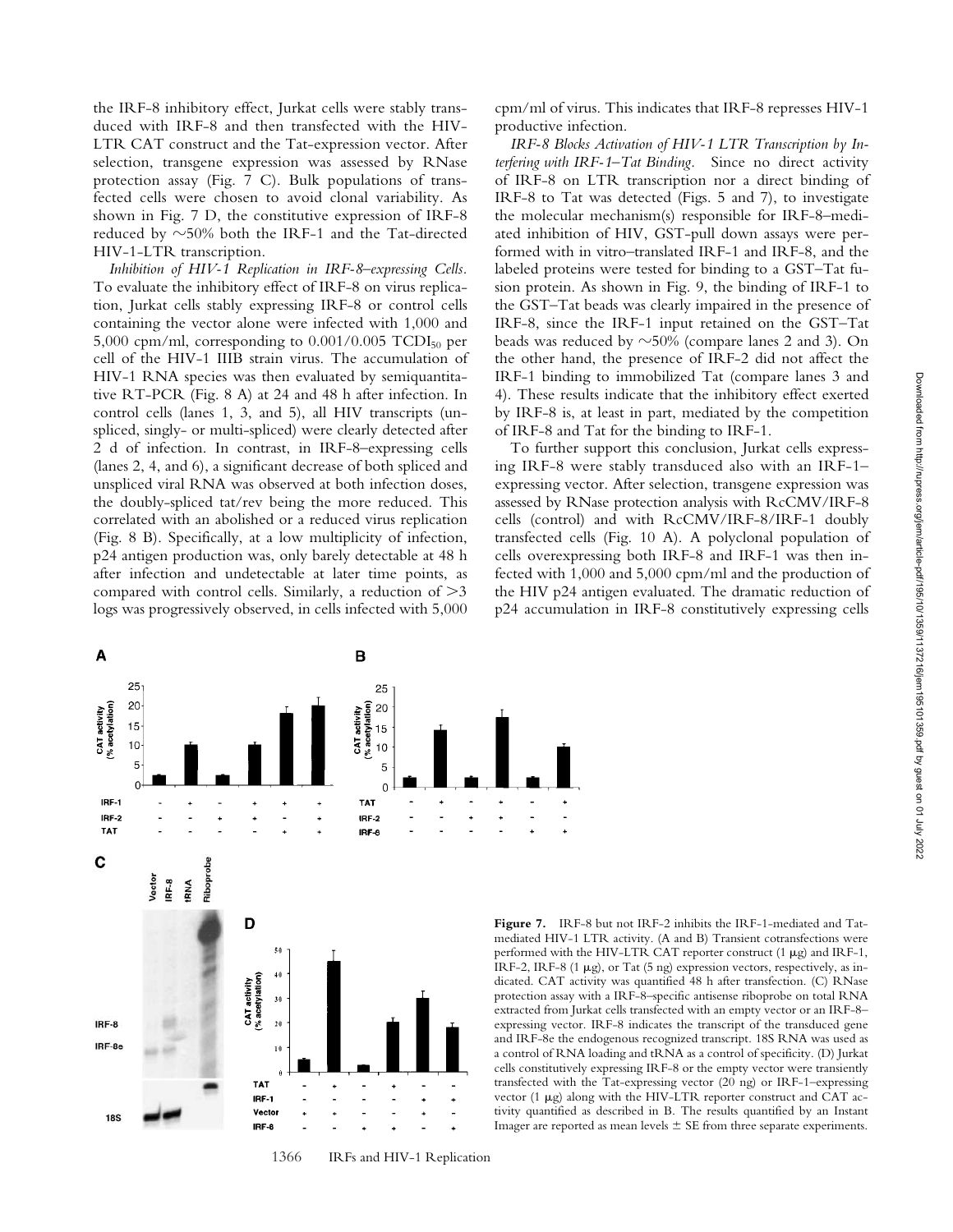the IRF-8 inhibitory effect, Jurkat cells were stably transduced with IRF-8 and then transfected with the HIV-LTR CAT construct and the Tat-expression vector. After selection, transgene expression was assessed by RNase protection assay (Fig. 7 C). Bulk populations of transfected cells were chosen to avoid clonal variability. As shown in Fig. 7 D, the constitutive expression of IRF-8 reduced by ~50% both the IRF-1 and the Tat-directed HIV-1-LTR transcription.

*Inhibition of HIV-1 Replication in IRF-8–expressing Cells.* To evaluate the inhibitory effect of IRF-8 on virus replication, Jurkat cells stably expressing IRF-8 or control cells containing the vector alone were infected with 1,000 and 5,000 cpm/ml, corresponding to 0.001/0.005 $TCDI_{50}$ per cell of the HIV-1 IIIB strain virus. The accumulation of HIV-1 RNA species was then evaluated by semiquantitative RT-PCR (Fig. 8 A) at 24 and 48 h after infection. In control cells (lanes 1, 3, and 5), all HIV transcripts (unspliced, singly- or multi-spliced) were clearly detected after 2 d of infection. In contrast, in IRF-8–expressing cells (lanes 2, 4, and 6), a significant decrease of both spliced and unspliced viral RNA was observed at both infection doses, the doubly-spliced tat/rev being the more reduced. This correlated with an abolished or a reduced virus replication (Fig. 8 B). Specifically, at a low multiplicity of infection, p24 antigen production was, only barely detectable at 48 h after infection and undetectable at later time points, as compared with control cells. Similarly, a reduction of >3 logs was progressively observed, in cells infected with 5,000 cpm/ml of virus. This indicates that IRF-8 represses HIV-1 productive infection.

*IRF-8 Blocks Activation of HIV-1 LTR Transcription by Interfering with IRF-1–Tat Binding.* Since no direct activity of IRF-8 on LTR transcription nor a direct binding of IRF-8 to Tat was detected (Figs. 5 and 7), to investigate the molecular mechanism(s) responsible for IRF-8–mediated inhibition of HIV, GST-pull down assays were performed with in vitro–translated IRF-1 and IRF-8, and the labeled proteins were tested for binding to a GST–Tat fusion protein. As shown in Fig. 9, the binding of IRF-1 to the GST–Tat beads was clearly impaired in the presence of IRF-8, since the IRF-1 input retained on the GST–Tat beads was reduced by ~50% (compare lanes 2 and 3). On the other hand, the presence of IRF-2 did not affect the IRF-1 binding to immobilized Tat (compare lanes 3 and 4). These results indicate that the inhibitory effect exerted by IRF-8 is, at least in part, mediated by the competition of IRF-8 and Tat for the binding to IRF-1.

To further support this conclusion, Jurkat cells expressing IRF-8 were stably transduced also with an IRF-1–expressing vector. After selection, transgene expression was assessed by RNase protection analysis with RcCMV/IRF-8 cells (control) and with RcCMV/IRF-8/IRF-1 doubly transfected cells (Fig. 10 A). A polyclonal population of cells overexpressing both IRF-8 and IRF-1 was then infected with 1,000 and 5,000 cpm/ml and the production of the HIV p24 antigen evaluated. The dramatic reduction of p24 accumulation in IRF-8 constitutively expressing cells

**Figure 7.** IRF-8 but not IRF-2 inhibits the IRF-1-mediated and Tat-mediated HIV-1 LTR activity. (A and B) Transient cotransfections were performed with the HIV-LTR CAT reporter construct (1 μg) and IRF-1, IRF-2, IRF-8 (1 μg), or Tat (5 ng) expression vectors, respectively, as indicated. CAT activity was quantified 48 h after transfection. (C) RNase protection assay with a IRF-8–specific antisense riboprobe on total RNA extracted from Jurkat cells transfected with an empty vector or an IRF-8–expressing vector. IRF-8 indicates the transcript of the transduced gene and IRF-8e the endogenous recognized transcript. 18S RNA was used as a control of RNA loading and tRNA as a control of specificity. (D) Jurkat cells constitutively expressing IRF-8 or the empty vector were transiently transfected with the Tat-expressing vector (20 ng) or IRF-1–expressing vector (1 μg) along with the HIV-LTR reporter construct and CAT activity quantified as described in B. The results quantified by an Instant Imager are reported as mean levels ± SE from three separate experiments.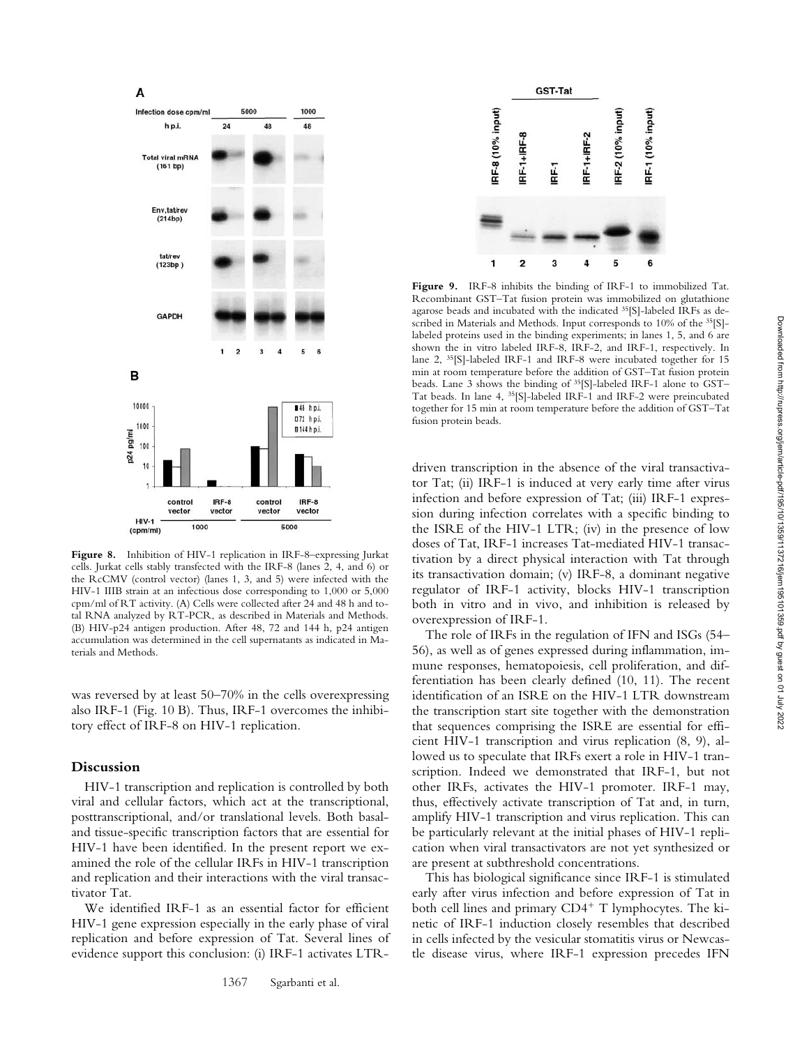**Figure 8.** Inhibition of HIV-1 replication in IRF-8–expressing Jurkat cells. Jurkat cells stably transfected with the IRF-8 (lanes 2, 4, and 6) or the RcCMV (control vector) (lanes 1, 3, and 5) were infected with the HIV-1 IIIB strain at an infectious dose corresponding to 1,000 or 5,000 cpm/ml of RT activity. (A) Cells were collected after 24 and 48 h and total RNA analyzed by RT-PCR, as described in Materials and Methods. (B) HIV-p24 antigen production. After 48, 72 and 144 h, p24 antigen accumulation was determined in the cell supernatants as indicated in Materials and Methods.

**Figure 9.** IRF-8 inhibits the binding of IRF-1 to immobilized Tat. Recombinant GST–Tat fusion protein was immobilized on glutathione agarose beads and incubated with the indicated [35]S-labeled IRFs as described in Materials and Methods. Input corresponds to 10% of the [35]S-labeled proteins used in the binding experiments; in lanes 1, 5, and 6 are shown the in vitro labeled IRF-8, IRF-2, and IRF-1, respectively. In lane 2, [35]S-labeled IRF-1 and IRF-8 were incubated together for 15 min at room temperature before the addition of GST–Tat fusion protein beads. Lane 3 shows the binding of [35]S-labeled IRF-1 alone to GST–Tat beads. In lane 4, [35]S-labeled IRF-1 and IRF-2 were preincubated together for 15 min at room temperature before the addition of GST–Tat fusion protein beads.

was reversed by at least 50–70% in the cells overexpressing also IRF-1 (Fig. 10 B). Thus, IRF-1 overcomes the inhibitory effect of IRF-8 on HIV-1 replication.

## Discussion

HIV-1 transcription and replication is controlled by both viral and cellular factors, which act at the transcriptional, posttranscriptional, and/or translational levels. Both basal- and tissue-specific transcription factors that are essential for HIV-1 have been identified. In the present report we examined the role of the cellular IRFs in HIV-1 transcription and replication and their interactions with the viral transactivator Tat.

We identified IRF-1 as an essential factor for efficient HIV-1 gene expression especially in the early phase of viral replication and before expression of Tat. Several lines of evidence support this conclusion: (i) IRF-1 activates LTR-driven transcription in the absence of the viral transactivator Tat; (ii) IRF-1 is induced at very early time after virus infection and before expression of Tat; (iii) IRF-1 expression during infection correlates with a specific binding to the ISRE of the HIV-1 LTR; (iv) in the presence of low doses of Tat, IRF-1 increases Tat-mediated HIV-1 transactivation by a direct physical interaction with Tat through its transactivation domain; (v) IRF-8, a dominant negative regulator of IRF-1 activity, blocks HIV-1 transcription both in vitro and in vivo, and inhibition is released by overexpression of IRF-1.

The role of IRFs in the regulation of IFN and ISGs (54–56), as well as of genes expressed during inflammation, immune responses, hematopoiesis, cell proliferation, and differentiation has been clearly defined (10, 11). The recent identification of an ISRE on the HIV-1 LTR downstream the transcription start site together with the demonstration that sequences comprising the ISRE are essential for efficient HIV-1 transcription and virus replication (8, 9), allowed us to speculate that IRFs exert a role in HIV-1 transcription. Indeed we demonstrated that IRF-1, but not other IRFs, activates the HIV-1 promoter. IRF-1 may, thus, effectively activate transcription of Tat and, in turn, amplify HIV-1 transcription and virus replication. This can be particularly relevant at the initial phases of HIV-1 replication when viral transactivators are not yet synthesized or are present at subthreshold concentrations.

This has biological significance since IRF-1 is stimulated early after virus infection and before expression of Tat in both cell lines and primary $CD4^+$ T lymphocytes. The kinetic of IRF-1 induction closely resembles that described in cells infected by the vesicular stomatitis virus or Newcastle disease virus, where IRF-1 expression precedes IFN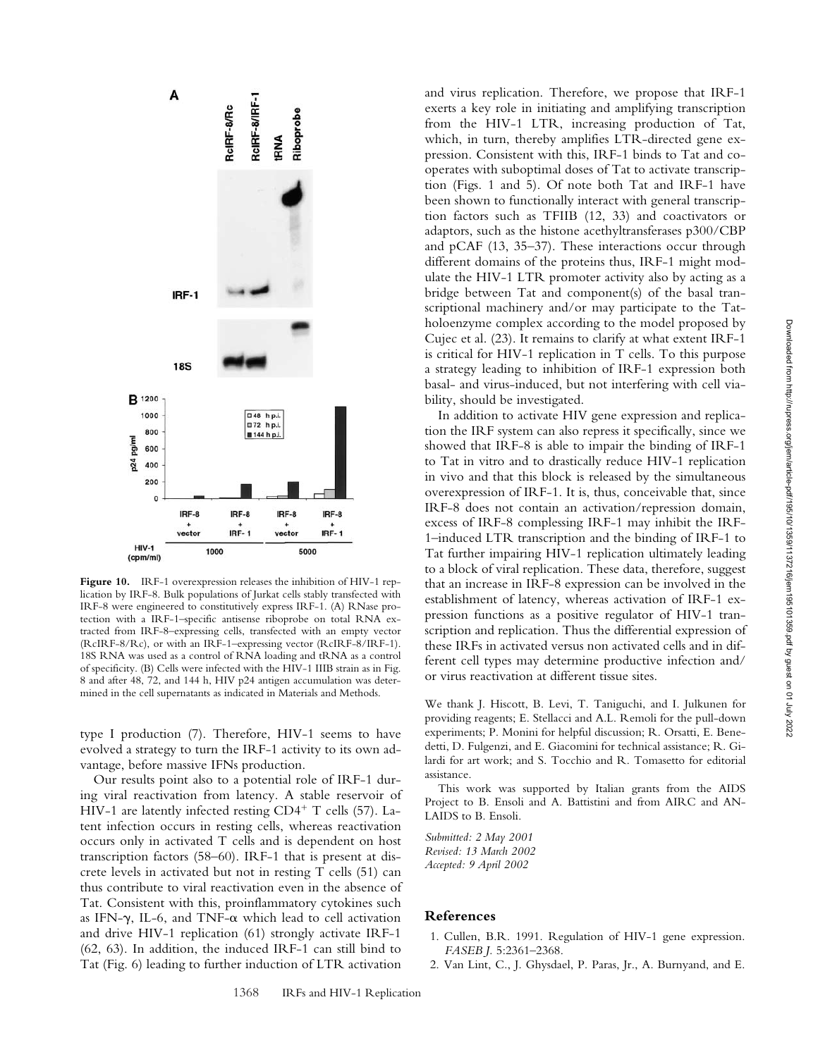**Figure 10.** IRF-1 overexpression releases the inhibition of HIV-1 replication by IRF-8. Bulk populations of Jurkat cells stably transfected with IRF-8 were engineered to constitutively express IRF-1. (A) RNase protection with a IRF-1–specific antisense riboprobe on total RNA extracted from IRF-8–expressing cells, transfected with an empty vector (RcIRF-8/Rc), or with an IRF-1–expressing vector (RcIRF-8/IRF-1). 18S RNA was used as a control of RNA loading and tRNA as a control of specificity. (B) Cells were infected with the HIV-1 IIIB strain as in Fig. 8 and after 48, 72, and 144 h, HIV p24 antigen accumulation was determined in the cell supernatants as indicated in Materials and Methods.

type I production (7). Therefore, HIV-1 seems to have evolved a strategy to turn the IRF-1 activity to its own advantage, before massive IFNs production.

Our results point also to a potential role of IRF-1 during viral reactivation from latency. A stable reservoir of HIV-1 are latently infected resting $CD4^+$ T cells (57). Latent infection occurs in resting cells, whereas reactivation occurs only in activated T cells and is dependent on host transcription factors (58–60). IRF-1 that is present at discrete levels in activated but not in resting T cells (51) can thus contribute to viral reactivation even in the absence of Tat. Consistent with this, proinflammatory cytokines such as IFN-$\gamma$, IL-6, and TNF-$\alpha$ which lead to cell activation and drive HIV-1 replication (61) strongly activate IRF-1 (62, 63). In addition, the induced IRF-1 can still bind to Tat (Fig. 6) leading to further induction of LTR activation and virus replication. Therefore, we propose that IRF-1 exerts a key role in initiating and amplifying transcription from the HIV-1 LTR, increasing production of Tat, which, in turn, thereby amplifies LTR-directed gene expression. Consistent with this, IRF-1 binds to Tat and cooperates with suboptimal doses of Tat to activate transcription (Figs. 1 and 5). Of note both Tat and IRF-1 have been shown to functionally interact with general transcription factors such as TFIIB (12, 33) and coactivators or adaptors, such as the histone acethyltransferases p300/CBP and pCAF (13, 35–37). These interactions occur through different domains of the proteins thus, IRF-1 might modulate the HIV-1 LTR promoter activity also by acting as a bridge between Tat and component(s) of the basal transcriptional machinery and/or may participate to the Tat-holoenzyme complex according to the model proposed by Cujec et al. (23). It remains to clarify at what extent IRF-1 is critical for HIV-1 replication in T cells. To this purpose a strategy leading to inhibition of IRF-1 expression both basal- and virus-induced, but not interfering with cell viability, should be investigated.

In addition to activate HIV gene expression and replication the IRF system can also repress it specifically, since we showed that IRF-8 is able to impair the binding of IRF-1 to Tat in vitro and to drastically reduce HIV-1 replication in vivo and that this block is released by the simultaneous overexpression of IRF-1. It is, thus, conceivable that, since IRF-8 does not contain an activation/repression domain, excess of IRF-8 complessing IRF-1 may inhibit the IRF-1–induced LTR transcription and the binding of IRF-1 to Tat further impairing HIV-1 replication ultimately leading to a block of viral replication. These data, therefore, suggest that an increase in IRF-8 expression can be involved in the establishment of latency, whereas activation of IRF-1 expression functions as a positive regulator of HIV-1 transcription and replication. Thus the differential expression of these IRFs in activated versus non activated cells and in different cell types may determine productive infection and/or virus reactivation at different tissue sites.

We thank J. Hiscott, B. Levi, T. Taniguchi, and I. Julkunen for providing reagents; E. Stellacci and A.L. Remoli for the pull-down experiments; P. Monini for helpful discussion; R. Orsatti, E. Benedetti, D. Fulgenzi, and E. Giacomini for technical assistance; R. Gilardi for art work; and S. Tocchio and R. Tomasetto for editorial assistance.

This work was supported by Italian grants from the AIDS Project to B. Ensoli and A. Battistini and from AIRC and ANLAIDS to B. Ensoli.

*Submitted: 2 May 2001*
*Revised: 13 March 2002*
*Accepted: 9 April 2002*

## References

1. Cullen, B.R. 1991. Regulation of HIV-1 gene expression. *FASEB J.* 5:2361–2368.
2. Van Lint, C., J. Ghysdael, P. Paras, Jr., A. Burnyand, and E.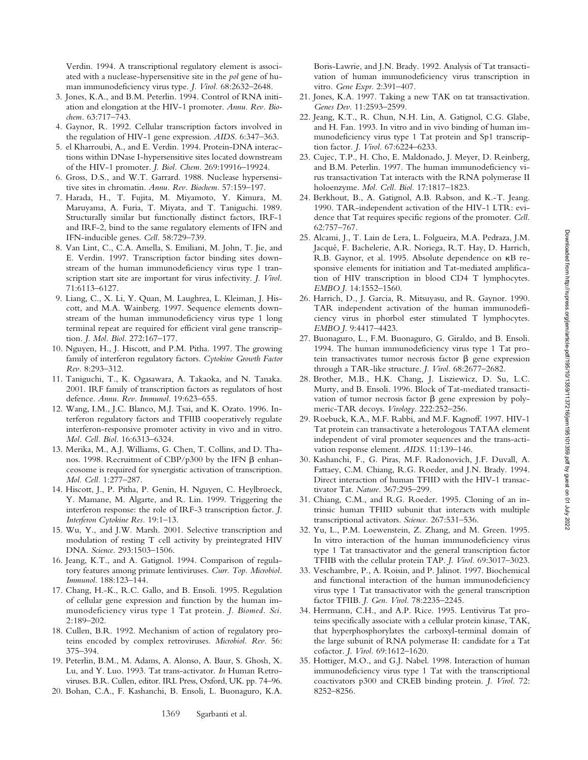Verdin. 1994. A transcriptional regulatory element is associated with a nuclease-hypersensitive site in the *pol* gene of human immunodeficiency virus type. *J. Virol.* 68:2632–2648.

3. Jones, K.A., and B.M. Peterlin. 1994. Control of RNA initiation and elongation at the HIV-1 promoter. *Annu. Rev. Biochem.* 63:717–743.
4. Gaynor, R. 1992. Cellular transcription factors involved in the regulation of HIV-1 gene expression. *AIDS.* 6:347–363.
5. el Kharroubi, A., and E. Verdin. 1994. Protein-DNA interactions within DNase I-hypersensitive sites located downstream of the HIV-1 promoter. *J. Biol. Chem.* 269:19916–19924.
6. Gross, D.S., and W.T. Garrard. 1988. Nuclease hypersensitive sites in chromatin. *Annu. Rev. Biochem.* 57:159–197.
7. Harada, H., T. Fujita, M. Miyamoto, Y. Kimura, M. Maruyama, A. Furia, T. Miyata, and T. Taniguchi. 1989. Structurally similar but functionally distinct factors, IRF-1 and IRF-2, bind to the same regulatory elements of IFN and IFN-inducible genes. *Cell.* 58:729–739.
8. Van Lint, C., C.A. Amella, S. Emiliani, M. John, T. Jie, and E. Verdin. 1997. Transcription factor binding sites downstream of the human immunodeficiency virus type 1 transcription start site are important for virus infectivity. *J. Virol.* 71:6113–6127.
9. Liang, C., X. Li, Y. Quan, M. Laughrea, L. Kleiman, J. Hiscott, and M.A. Wainberg. 1997. Sequence elements downstream of the human immunodeficiency virus type 1 long terminal repeat are required for efficient viral gene transcription. *J. Mol. Biol.* 272:167–177.
10. Nguyen, H., J. Hiscott, and P.M. Pitha. 1997. The growing family of interferon regulatory factors. *Cytokine Growth Factor Rev.* 8:293–312.
11. Taniguchi, T., K. Ogasawara, A. Takaoka, and N. Tanaka. 2001. IRF family of transcription factors as regulators of host defence. *Annu. Rev. Immunol.* 19:623–655.
12. Wang, I.M., J.C. Blanco, M.J. Tsai, and K. Ozato. 1996. Interferon regulatory factors and TFIIB cooperatively regulate interferon-responsive promoter activity in vivo and in vitro. *Mol. Cell. Biol.* 16:6313–6324.
13. Merika, M., A.J. Williams, G. Chen, T. Collins, and D. Thanos. 1998. Recruitment of CBP/p300 by the IFN β enhanceosome is required for synergistic activation of transcription. *Mol. Cell.* 1:277–287.
14. Hiscott, J., P. Pitha, P. Genin, H. Nguyen, C. Heylbroeck, Y. Mamane, M. Algarte, and R. Lin. 1999. Triggering the interferon response: the role of IRF-3 transcription factor. *J. Interferon Cytokine Res.* 19:1–13.
15. Wu, Y., and J.W. Marsh. 2001. Selective transcription and modulation of resting T cell activity by preintegrated HIV DNA. *Science.* 293:1503–1506.
16. Jeang, K.T., and A. Gatignol. 1994. Comparison of regulatory features among primate lentiviruses. *Curr. Top. Microbiol. Immunol.* 188:123–144.
17. Chang, H.-K., R.C. Gallo, and B. Ensoli. 1995. Regulation of cellular gene expression and function by the human immunodeficiency virus type 1 Tat protein. *J. Biomed. Sci.* 2:189–202.
18. Cullen, B.R. 1992. Mechanism of action of regulatory proteins encoded by complex retroviruses. *Microbiol. Rev.* 56: 375–394.
19. Peterlin, B.M., M. Adams, A. Alonso, A. Baur, S. Ghosh, X. Lu, and Y. Luo. 1993. Tat trans-activator. *In* Human Retroviruses. B.R. Cullen, editor. IRL Press, Oxford, UK. pp. 74–96.
20. Bohan, C.A., F. Kashanchi, B. Ensoli, L. Buonaguro, K.A. Boris-Lawrie, and J.N. Brady. 1992. Analysis of Tat transactivation of human immunodeficiency virus transcription in vitro. *Gene Expr.* 2:391–407.
21. Jones, K.A. 1997. Taking a new TAK on tat transactivation. *Genes Dev.* 11:2593–2599.
22. Jeang, K.T., R. Chun, N.H. Lin, A. Gatignol, C.G. Glabe, and H. Fan. 1993. In vitro and in vivo binding of human immunodeficiency virus type 1 Tat protein and Sp1 transcription factor. *J. Virol.* 67:6224–6233.
23. Cujec, T.P., H. Cho, E. Maldonado, J. Meyer, D. Reinberg, and B.M. Peterlin. 1997. The human immunodeficiency virus transactivation Tat interacts with the RNA polymerase II holoenzyme. *Mol. Cell. Biol.* 17:1817–1823.
24. Berkhout, B., A. Gatignol, A.B. Rabson, and K.-T. Jeang. 1990. TAR-independent activation of the HIV-1 LTR: evidence that Tat requires specific regions of the promoter. *Cell.* 62:757–767.
25. Alcami, J., T. Lain de Lera, L. Folgueira, M.A. Pedraza, J.M. Jacqué, F. Bachelerie, A.R. Noriega, R.T. Hay, D. Harrich, R.B. Gaynor, et al. 1995. Absolute dependence on κB responsive elements for initiation and Tat-mediated amplification of HIV transcription in blood CD4 T lymphocytes. *EMBO J.* 14:1552–1560.
26. Harrich, D., J. Garcia, R. Mitsuyasu, and R. Gaynor. 1990. TAR independent activation of the human immunodeficiency virus in phorbol ester stimulated T lymphocytes. *EMBO J.* 9:4417–4423.
27. Buonaguro, L., F.M. Buonaguro, G. Giraldo, and B. Ensoli. 1994. The human immunodeficiency virus type 1 Tat protein transactivates tumor necrosis factor β gene expression through a TAR-like structure. *J. Virol.* 68:2677–2682.
28. Brother, M.B., H.K. Chang, J. Lisziewicz, D. Su, L.C. Murty, and B. Ensoli. 1996. Block of Tat-mediated transactivation of tumor necrosis factor β gene expression by polymeric-TAR decoys. *Virology.* 222:252–256.
29. Roebuck, K.A., M.F. Rabbi, and M.F. Kagnoff. 1997. HIV-1 Tat protein can transactivate a heterologous TATAA element independent of viral promoter sequences and the trans-activation response element. *AIDS.* 11:139–146.
30. Kashanchi, F., G. Piras, M.F. Radonovich, J.F. Duvall, A. Fattaey, C.M. Chiang, R.G. Roeder, and J.N. Brady. 1994. Direct interaction of human TFIID with the HIV-1 transactivator Tat. *Nature.* 367:295–299.
31. Chiang, C.M., and R.G. Roeder. 1995. Cloning of an intrinsic human TFIID subunit that interacts with multiple transcriptional activators. *Science.* 267:531–536.
32. Yu, L., P.M. Loewenstein, Z. Zhang, and M. Green. 1995. In vitro interaction of the human immunodeficiency virus type 1 Tat transactivator and the general transcription factor TFIIB with the cellular protein TAP. *J. Virol.* 69:3017–3023.
33. Veschambre, P., A. Roisin, and P. Jalinot. 1997. Biochemical and functional interaction of the human immunodeficiency virus type 1 Tat transactivator with the general transcription factor TFIIB. *J. Gen. Virol.* 78:2235–2245.
34. Herrmann, C.H., and A.P. Rice. 1995. Lentivirus Tat proteins specifically associate with a cellular protein kinase, TAK, that hyperphosphorylates the carboxyl-terminal domain of the large subunit of RNA polymerase II: candidate for a Tat cofactor. *J. Virol.* 69:1612–1620.
35. Hottiger, M.O., and G.J. Nabel. 1998. Interaction of human immunodeficiency virus type 1 Tat with the transcriptional coactivators p300 and CREB binding protein. *J. Virol.* 72: 8252–8256.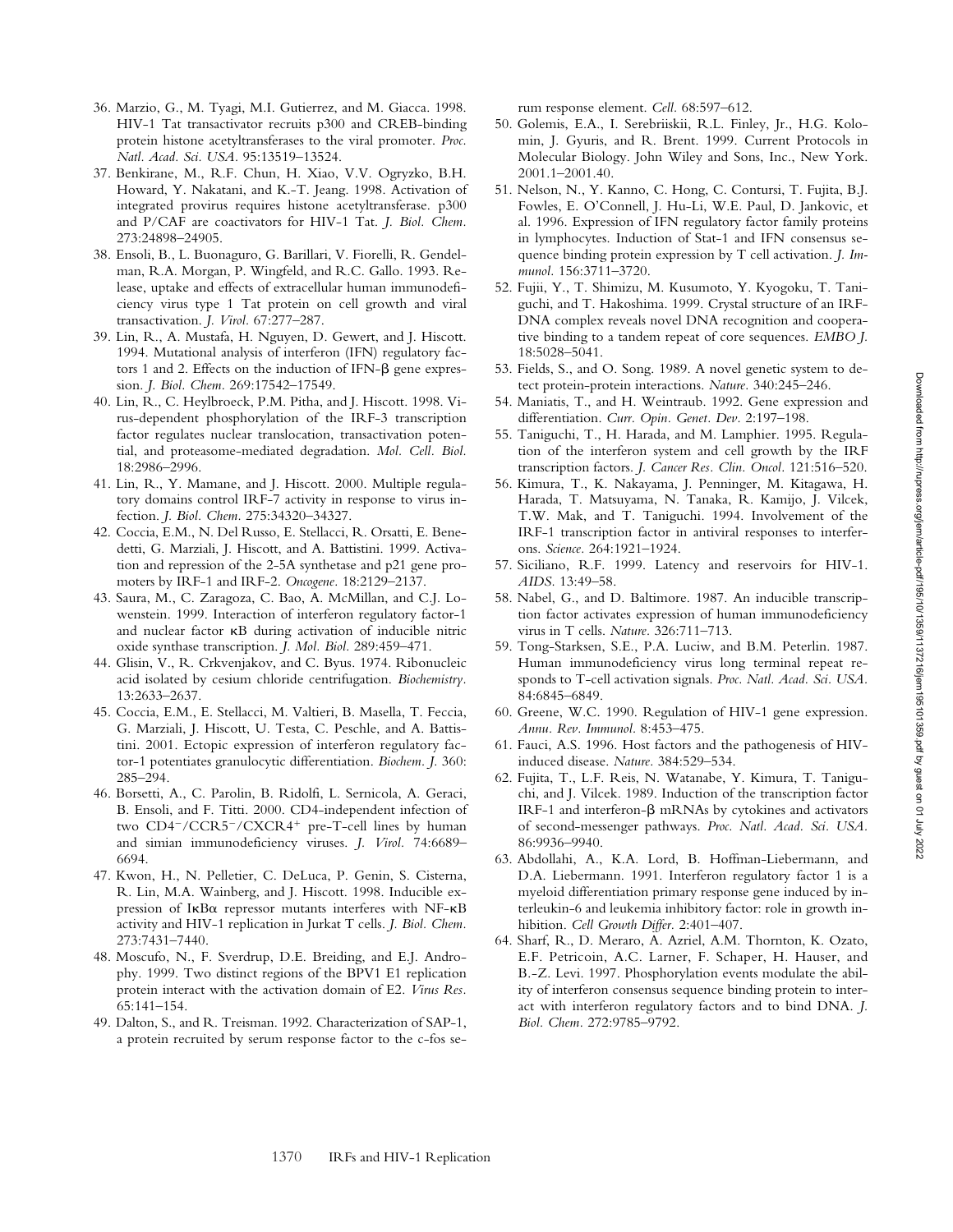36. Marzio, G., M. Tyagi, M.I. Gutierrez, and M. Giacca. 1998. HIV-1 Tat transactivator recruits p300 and CREB-binding protein histone acetyltransferases to the viral promoter. *Proc. Natl. Acad. Sci. USA.* 95:13519–13524.

37. Benkirane, M., R.F. Chun, H. Xiao, V.V. Ogryzko, B.H. Howard, Y. Nakatani, and K.-T. Jeang. 1998. Activation of integrated provirus requires histone acetyltransferase. p300 and P/CAF are coactivators for HIV-1 Tat. *J. Biol. Chem.* 273:24898–24905.

38. Ensoli, B., L. Buonaguro, G. Barillari, V. Fiorelli, R. Gendelman, R.A. Morgan, P. Wingfeld, and R.C. Gallo. 1993. Release, uptake and effects of extracellular human immunodeficiency virus type 1 Tat protein on cell growth and viral transactivation. *J. Virol.* 67:277–287.

39. Lin, R., A. Mustafa, H. Nguyen, D. Gewert, and J. Hiscott. 1994. Mutational analysis of interferon (IFN) regulatory factors 1 and 2. Effects on the induction of IFN-β gene expression. *J. Biol. Chem.* 269:17542–17549.

40. Lin, R., C. Heylbroeck, P.M. Pitha, and J. Hiscott. 1998. Virus-dependent phosphorylation of the IRF-3 transcription factor regulates nuclear translocation, transactivation potential, and proteasome-mediated degradation. *Mol. Cell. Biol.* 18:2986–2996.

41. Lin, R., Y. Mamane, and J. Hiscott. 2000. Multiple regulatory domains control IRF-7 activity in response to virus infection. *J. Biol. Chem.* 275:34320–34327.

42. Coccia, E.M., N. Del Russo, E. Stellacci, R. Orsatti, E. Benedetti, G. Marziali, J. Hiscott, and A. Battistini. 1999. Activation and repression of the 2-5A synthetase and p21 gene promoters by IRF-1 and IRF-2. *Oncogene.* 18:2129–2137.

43. Saura, M., C. Zaragoza, C. Bao, A. McMillan, and C.J. Lowenstein. 1999. Interaction of interferon regulatory factor-1 and nuclear factor κB during activation of inducible nitric oxide synthase transcription. *J. Mol. Biol.* 289:459–471.

44. Glisin, V., R. Crkvenjakov, and C. Byus. 1974. Ribonucleic acid isolated by cesium chloride centrifugation. *Biochemistry.* 13:2633–2637.

45. Coccia, E.M., E. Stellacci, M. Valtieri, B. Masella, T. Feccia, G. Marziali, J. Hiscott, U. Testa, C. Peschle, and A. Battistini. 2001. Ectopic expression of interferon regulatory factor-1 potentiates granulocytic differentiation. *Biochem. J.* 360: 285–294.

46. Borsetti, A., C. Parolin, B. Ridolfi, L. Sernicola, A. Geraci, B. Ensoli, and F. Titti. 2000. CD4-independent infection of two $CD4^{-}/CCR5^{-}/CXCR4^{+}$ pre-T-cell lines by human and simian immunodeficiency viruses. *J. Virol.* 74:6689–6694.

47. Kwon, H., N. Pelletier, C. DeLuca, P. Genin, S. Cisterna, R. Lin, M.A. Wainberg, and J. Hiscott. 1998. Inducible expression of IκBα repressor mutants interferes with NF-κB activity and HIV-1 replication in Jurkat T cells. *J. Biol. Chem.* 273:7431–7440.

48. Moscufo, N., F. Sverdrup, D.E. Breiding, and E.J. Androphy. 1999. Two distinct regions of the BPV1 E1 replication protein interact with the activation domain of E2. *Virus Res.* 65:141–154.

49. Dalton, S., and R. Treisman. 1992. Characterization of SAP-1, a protein recruited by serum response factor to the c-fos serum response element. *Cell.* 68:597–612.

50. Golemis, E.A., I. Serebriiskii, R.L. Finley, Jr., H.G. Kolomin, J. Gyuris, and R. Brent. 1999. Current Protocols in Molecular Biology. John Wiley and Sons, Inc., New York. 2001.1–2001.40.

51. Nelson, N., Y. Kanno, C. Hong, C. Contursi, T. Fujita, B.J. Fowles, E. O'Connell, J. Hu-Li, W.E. Paul, D. Jankovic, et al. 1996. Expression of IFN regulatory factor family proteins in lymphocytes. Induction of Stat-1 and IFN consensus sequence binding protein expression by T cell activation. *J. Immunol.* 156:3711–3720.

52. Fujii, Y., T. Shimizu, M. Kusumoto, Y. Kyogoku, T. Taniguchi, and T. Hakoshima. 1999. Crystal structure of an IRF-DNA complex reveals novel DNA recognition and cooperative binding to a tandem repeat of core sequences. *EMBO J.* 18:5028–5041.

53. Fields, S., and O. Song. 1989. A novel genetic system to detect protein-protein interactions. *Nature.* 340:245–246.

54. Maniatis, T., and H. Weintraub. 1992. Gene expression and differentiation. *Curr. Opin. Genet. Dev.* 2:197–198.

55. Taniguchi, T., H. Harada, and M. Lamphier. 1995. Regulation of the interferon system and cell growth by the IRF transcription factors. *J. Cancer Res. Clin. Oncol.* 121:516–520.

56. Kimura, T., K. Nakayama, J. Penninger, M. Kitagawa, H. Harada, T. Matsuyama, N. Tanaka, R. Kamijo, J. Vilcek, T.W. Mak, and T. Taniguchi. 1994. Involvement of the IRF-1 transcription factor in antiviral responses to interferons. *Science.* 264:1921–1924.

57. Siciliano, R.F. 1999. Latency and reservoirs for HIV-1. *AIDS.* 13:49–58.

58. Nabel, G., and D. Baltimore. 1987. An inducible transcription factor activates expression of human immunodeficiency virus in T cells. *Nature.* 326:711–713.

59. Tong-Starksen, S.E., P.A. Luciw, and B.M. Peterlin. 1987. Human immunodeficiency virus long terminal repeat responds to T-cell activation signals. *Proc. Natl. Acad. Sci. USA.* 84:6845–6849.

60. Greene, W.C. 1990. Regulation of HIV-1 gene expression. *Annu. Rev. Immunol.* 8:453–475.

61. Fauci, A.S. 1996. Host factors and the pathogenesis of HIV-induced disease. *Nature.* 384:529–534.

62. Fujita, T., L.F. Reis, N. Watanabe, Y. Kimura, T. Taniguchi, and J. Vilcek. 1989. Induction of the transcription factor IRF-1 and interferon-β mRNAs by cytokines and activators of second-messenger pathways. *Proc. Natl. Acad. Sci. USA.* 86:9936–9940.

63. Abdollahi, A., K.A. Lord, B. Hoffman-Liebermann, and D.A. Liebermann. 1991. Interferon regulatory factor 1 is a myeloid differentiation primary response gene induced by interleukin-6 and leukemia inhibitory factor: role in growth inhibition. *Cell Growth Differ.* 2:401–407.

64. Sharf, R., D. Meraro, A. Azriel, A.M. Thornton, K. Ozato, E.F. Petricoin, A.C. Larner, F. Schaper, H. Hauser, and B.-Z. Levi. 1997. Phosphorylation events modulate the ability of interferon consensus sequence binding protein to interact with interferon regulatory factors and to bind DNA. *J. Biol. Chem.* 272:9785–9792.